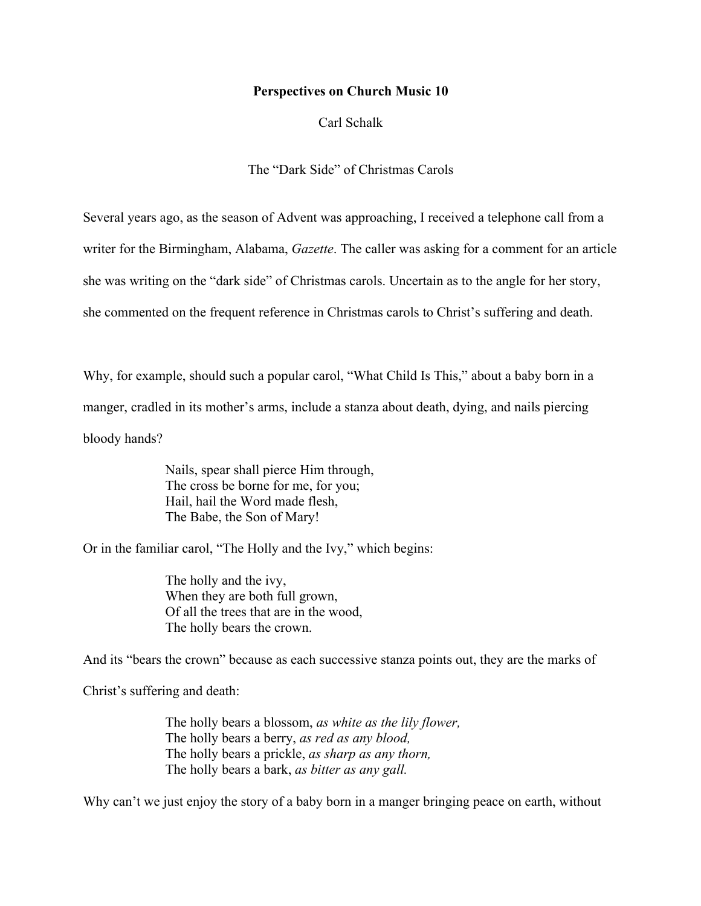**Perspectives on Church Music 10**

Carl Schalk

The "Dark Side" of Christmas Carols

Several years ago, as the season of Advent was approaching, I received a telephone call from a writer for the Birmingham, Alabama, *Gazette*. The caller was asking for a comment for an article she was writing on the "dark side" of Christmas carols. Uncertain as to the angle for her story, she commented on the frequent reference in Christmas carols to Christ's suffering and death.

Why, for example, should such a popular carol, "What Child Is This," about a baby born in a manger, cradled in its mother's arms, include a stanza about death, dying, and nails piercing bloody hands?

> Nails, spear shall pierce Him through,
> The cross be borne for me, for you;
> Hail, hail the Word made flesh,
> The Babe, the Son of Mary!

Or in the familiar carol, "The Holly and the Ivy," which begins:

> The holly and the ivy,
> When they are both full grown,
> Of all the trees that are in the wood,
> The holly bears the crown.

And its "bears the crown" because as each successive stanza points out, they are the marks of Christ's suffering and death:

> The holly bears a blossom, *as white as the lily flower,*
> The holly bears a berry, *as red as any blood,*
> The holly bears a prickle, *as sharp as any thorn,*
> The holly bears a bark, *as bitter as any gall.*

Why can't we just enjoy the story of a baby born in a manger bringing peace on earth, without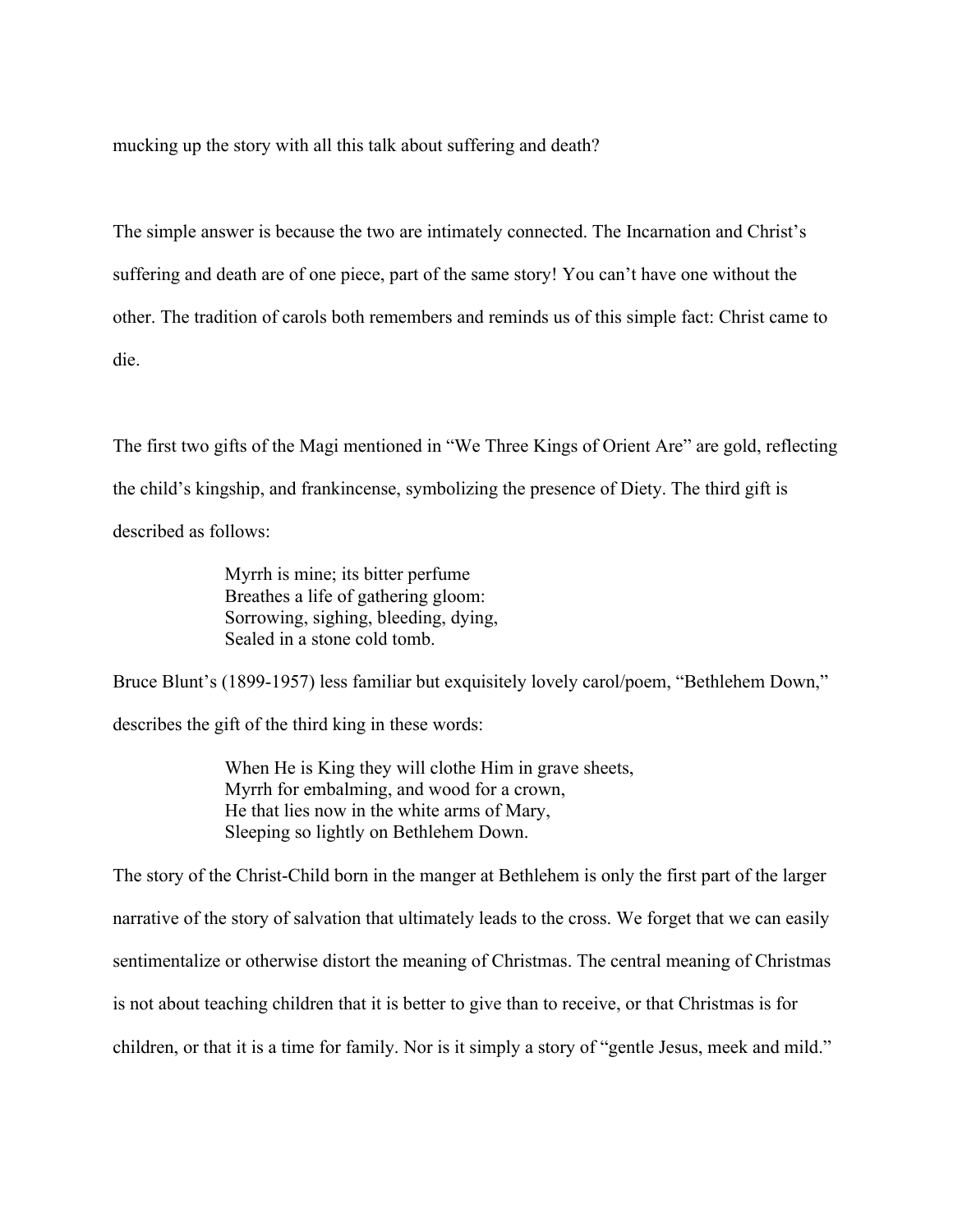mucking up the story with all this talk about suffering and death?

The simple answer is because the two are intimately connected. The Incarnation and Christ's suffering and death are of one piece, part of the same story! You can't have one without the other. The tradition of carols both remembers and reminds us of this simple fact: Christ came to die.

The first two gifts of the Magi mentioned in "We Three Kings of Orient Are" are gold, reflecting the child's kingship, and frankincense, symbolizing the presence of Diety. The third gift is described as follows:

> Myrrh is mine; its bitter perfume
> Breathes a life of gathering gloom:
> Sorrowing, sighing, bleeding, dying,
> Sealed in a stone cold tomb.

Bruce Blunt's (1899-1957) less familiar but exquisitely lovely carol/poem, "Bethlehem Down," describes the gift of the third king in these words:

> When He is King they will clothe Him in grave sheets,
> Myrrh for embalming, and wood for a crown,
> He that lies now in the white arms of Mary,
> Sleeping so lightly on Bethlehem Down.

The story of the Christ-Child born in the manger at Bethlehem is only the first part of the larger narrative of the story of salvation that ultimately leads to the cross. We forget that we can easily sentimentalize or otherwise distort the meaning of Christmas. The central meaning of Christmas is not about teaching children that it is better to give than to receive, or that Christmas is for children, or that it is a time for family. Nor is it simply a story of "gentle Jesus, meek and mild."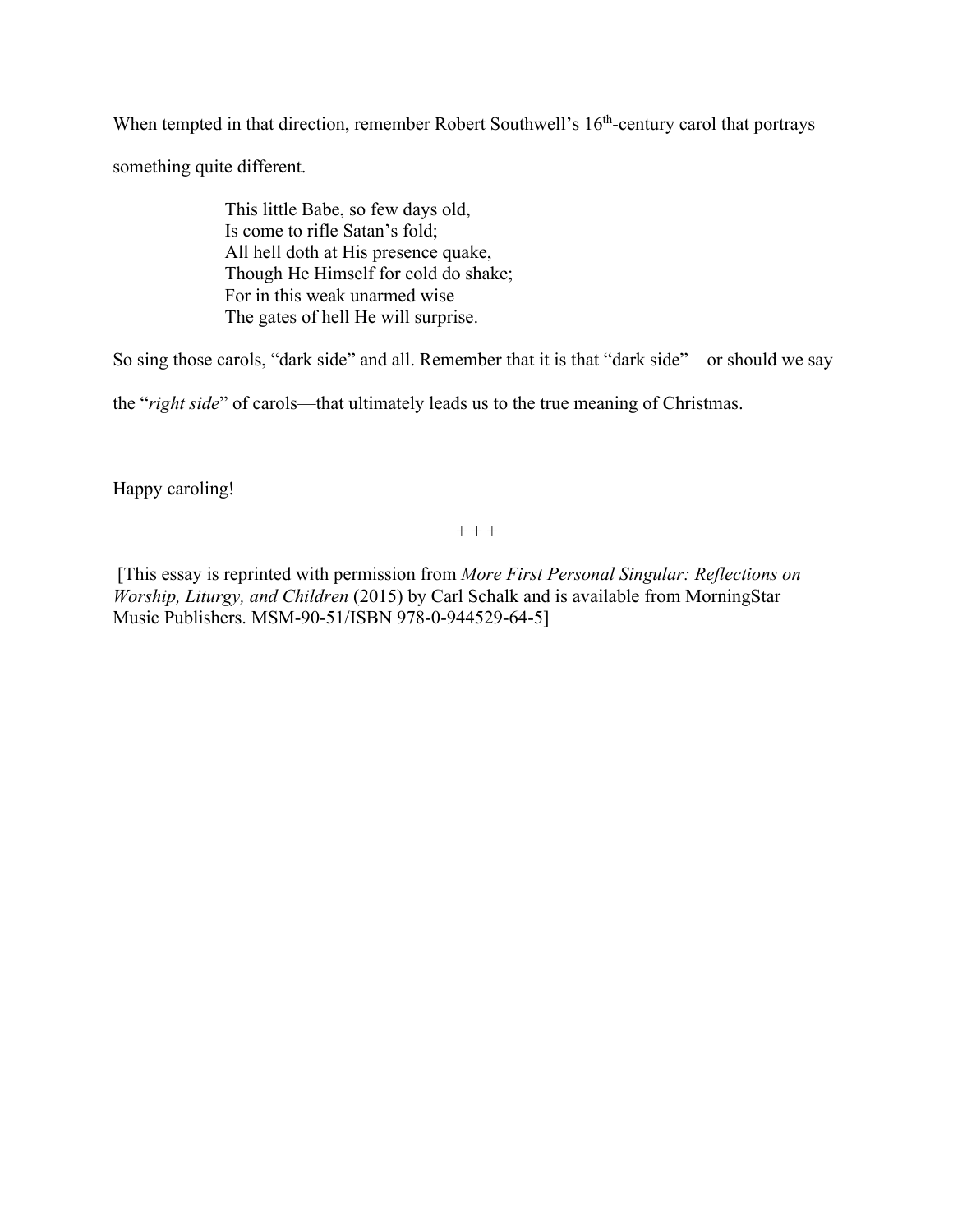When tempted in that direction, remember Robert Southwell's 16th-century carol that portrays something quite different.

> This little Babe, so few days old,  
> Is come to rifle Satan's fold;  
> All hell doth at His presence quake,  
> Though He Himself for cold do shake;  
> For in this weak unarmed wise  
> The gates of hell He will surprise.

So sing those carols, "dark side" and all. Remember that it is that "dark side"—or should we say the "*right side*" of carols—that ultimately leads us to the true meaning of Christmas.

Happy caroling!

+ + +

[This essay is reprinted with permission from *More First Personal Singular: Reflections on Worship, Liturgy, and Children* (2015) by Carl Schalk and is available from MorningStar Music Publishers. MSM-90-51/ISBN 978-0-944529-64-5]